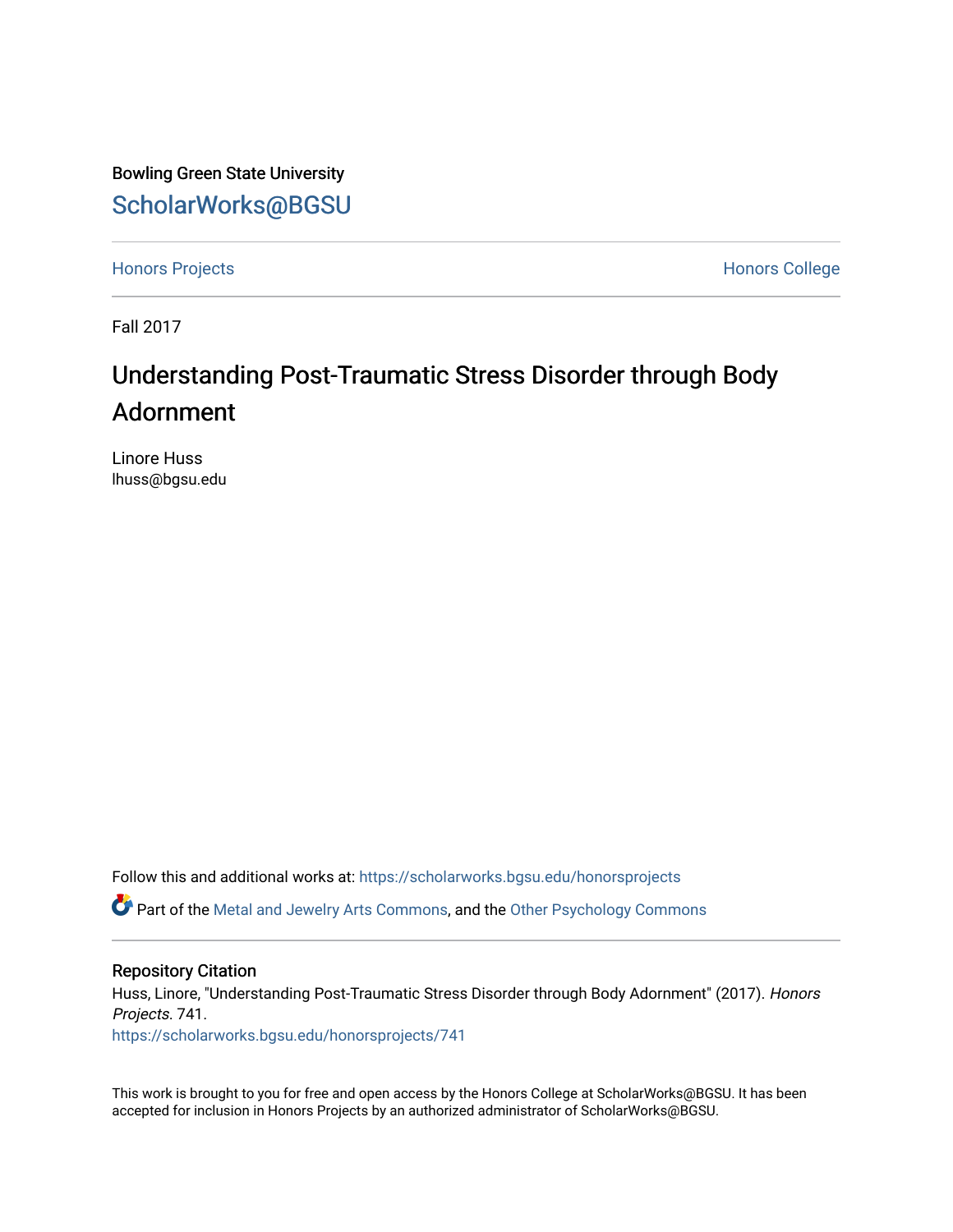Bowling Green State University

# ScholarWorks@BGSU

Honors Projects | Honors College

Fall 2017

## Understanding Post-Traumatic Stress Disorder through Body Adornment

Linore Huss
lhuss@bgsu.edu

Follow this and additional works at: https://scholarworks.bgsu.edu/honorsprojects

Part of the Metal and Jewelry Arts Commons, and the Other Psychology Commons

### Repository Citation

Huss, Linore, "Understanding Post-Traumatic Stress Disorder through Body Adornment" (2017). *Honors Projects*. 741.
https://scholarworks.bgsu.edu/honorsprojects/741

This work is brought to you for free and open access by the Honors College at ScholarWorks@BGSU. It has been accepted for inclusion in Honors Projects by an authorized administrator of ScholarWorks@BGSU.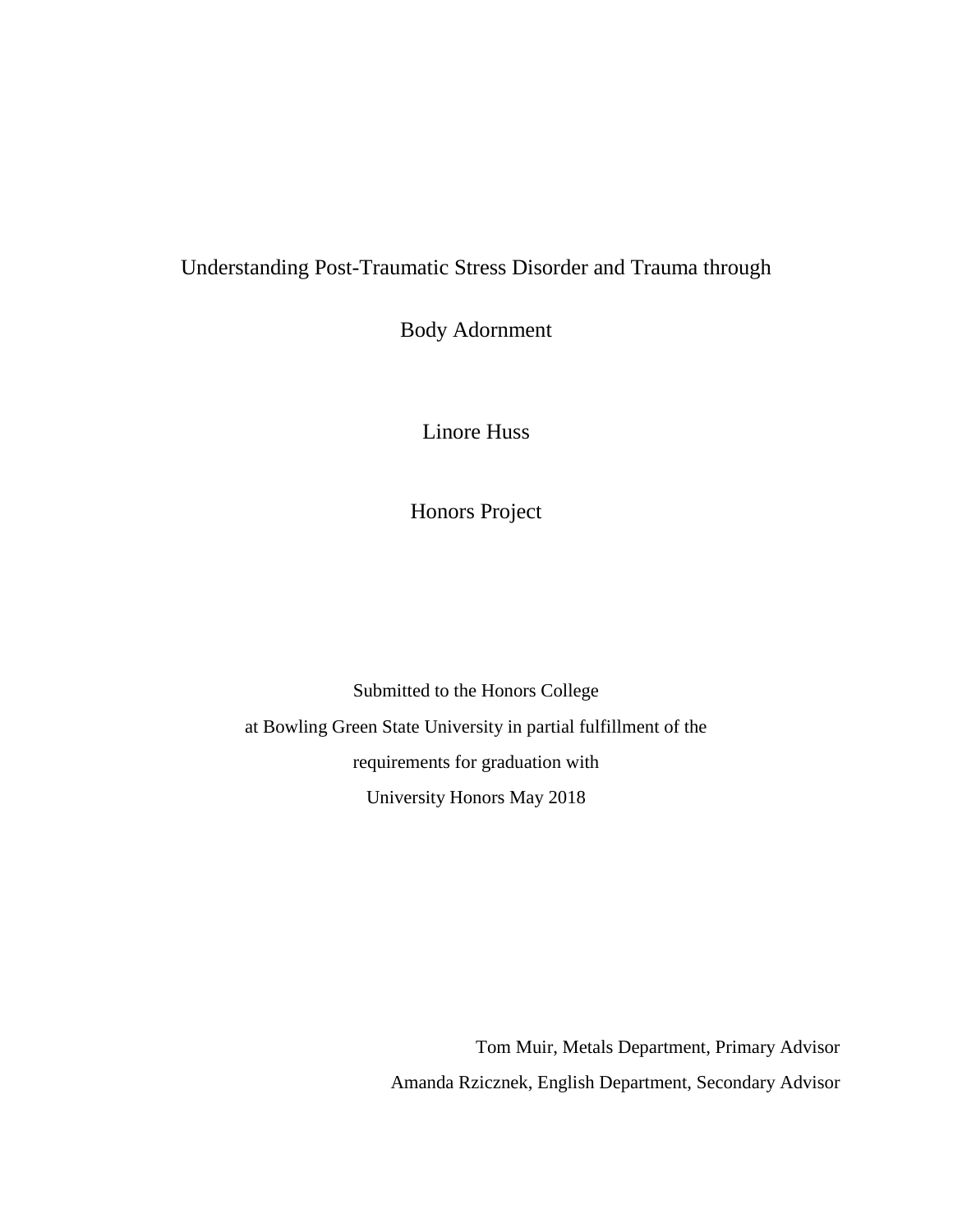# Understanding Post-Traumatic Stress Disorder and Trauma through Body Adornment

Linore Huss

Honors Project

Submitted to the Honors College
at Bowling Green State University in partial fulfillment of the
requirements for graduation with
University Honors May 2018

Tom Muir, Metals Department, Primary Advisor
Amanda Rzicznek, English Department, Secondary Advisor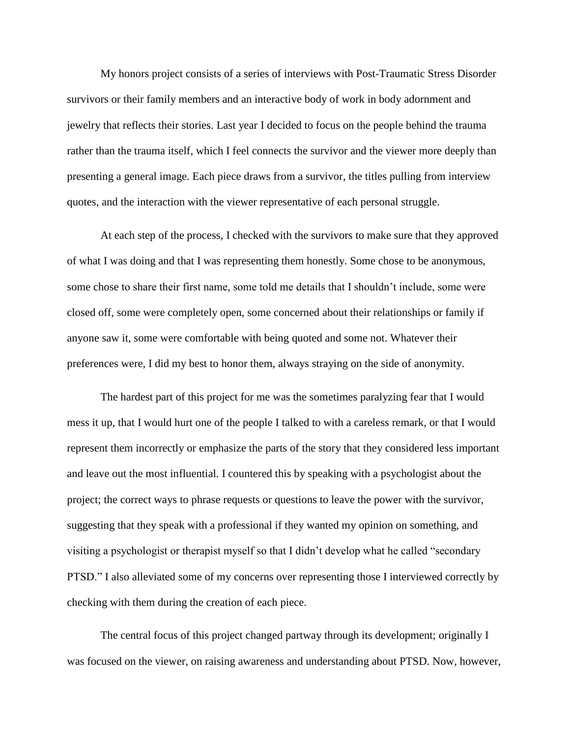My honors project consists of a series of interviews with Post-Traumatic Stress Disorder survivors or their family members and an interactive body of work in body adornment and jewelry that reflects their stories. Last year I decided to focus on the people behind the trauma rather than the trauma itself, which I feel connects the survivor and the viewer more deeply than presenting a general image. Each piece draws from a survivor, the titles pulling from interview quotes, and the interaction with the viewer representative of each personal struggle.

At each step of the process, I checked with the survivors to make sure that they approved of what I was doing and that I was representing them honestly. Some chose to be anonymous, some chose to share their first name, some told me details that I shouldn't include, some were closed off, some were completely open, some concerned about their relationships or family if anyone saw it, some were comfortable with being quoted and some not. Whatever their preferences were, I did my best to honor them, always straying on the side of anonymity.

The hardest part of this project for me was the sometimes paralyzing fear that I would mess it up, that I would hurt one of the people I talked to with a careless remark, or that I would represent them incorrectly or emphasize the parts of the story that they considered less important and leave out the most influential. I countered this by speaking with a psychologist about the project; the correct ways to phrase requests or questions to leave the power with the survivor, suggesting that they speak with a professional if they wanted my opinion on something, and visiting a psychologist or therapist myself so that I didn't develop what he called "secondary PTSD." I also alleviated some of my concerns over representing those I interviewed correctly by checking with them during the creation of each piece.

The central focus of this project changed partway through its development; originally I was focused on the viewer, on raising awareness and understanding about PTSD. Now, however,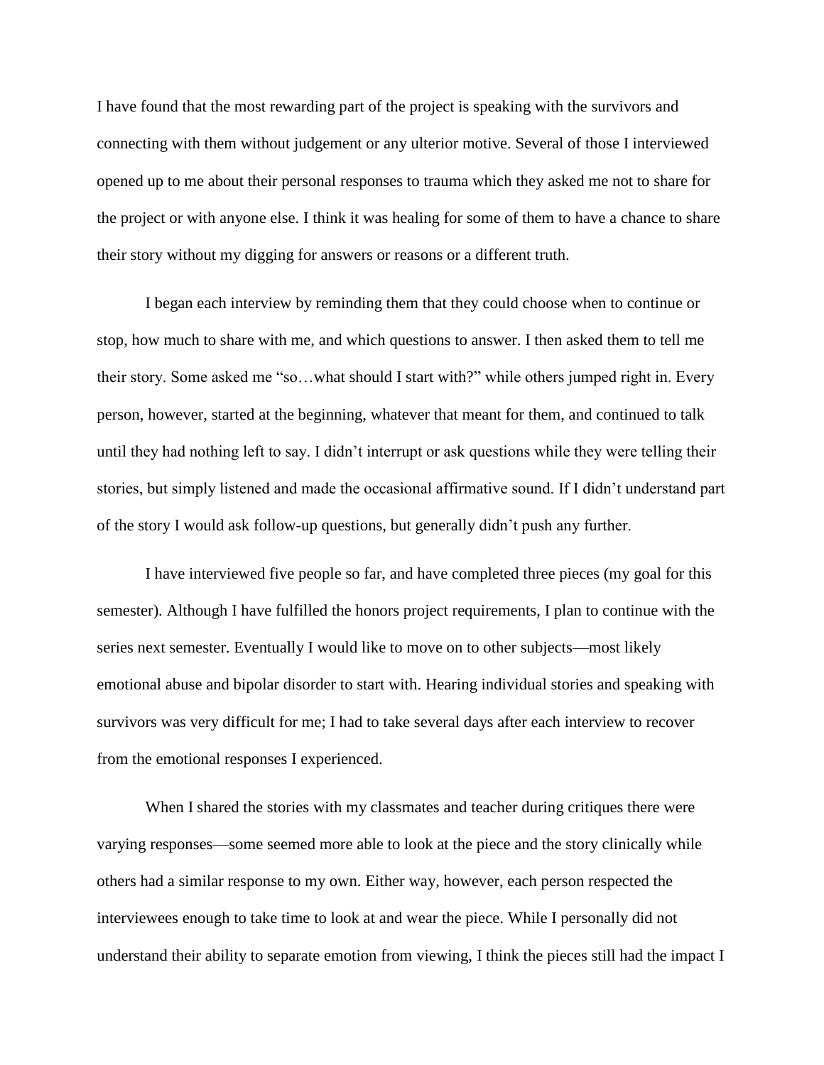I have found that the most rewarding part of the project is speaking with the survivors and connecting with them without judgement or any ulterior motive. Several of those I interviewed opened up to me about their personal responses to trauma which they asked me not to share for the project or with anyone else. I think it was healing for some of them to have a chance to share their story without my digging for answers or reasons or a different truth.

I began each interview by reminding them that they could choose when to continue or stop, how much to share with me, and which questions to answer. I then asked them to tell me their story. Some asked me "so…what should I start with?" while others jumped right in. Every person, however, started at the beginning, whatever that meant for them, and continued to talk until they had nothing left to say. I didn't interrupt or ask questions while they were telling their stories, but simply listened and made the occasional affirmative sound. If I didn't understand part of the story I would ask follow-up questions, but generally didn't push any further.

I have interviewed five people so far, and have completed three pieces (my goal for this semester). Although I have fulfilled the honors project requirements, I plan to continue with the series next semester. Eventually I would like to move on to other subjects—most likely emotional abuse and bipolar disorder to start with. Hearing individual stories and speaking with survivors was very difficult for me; I had to take several days after each interview to recover from the emotional responses I experienced.

When I shared the stories with my classmates and teacher during critiques there were varying responses—some seemed more able to look at the piece and the story clinically while others had a similar response to my own. Either way, however, each person respected the interviewees enough to take time to look at and wear the piece. While I personally did not understand their ability to separate emotion from viewing, I think the pieces still had the impact I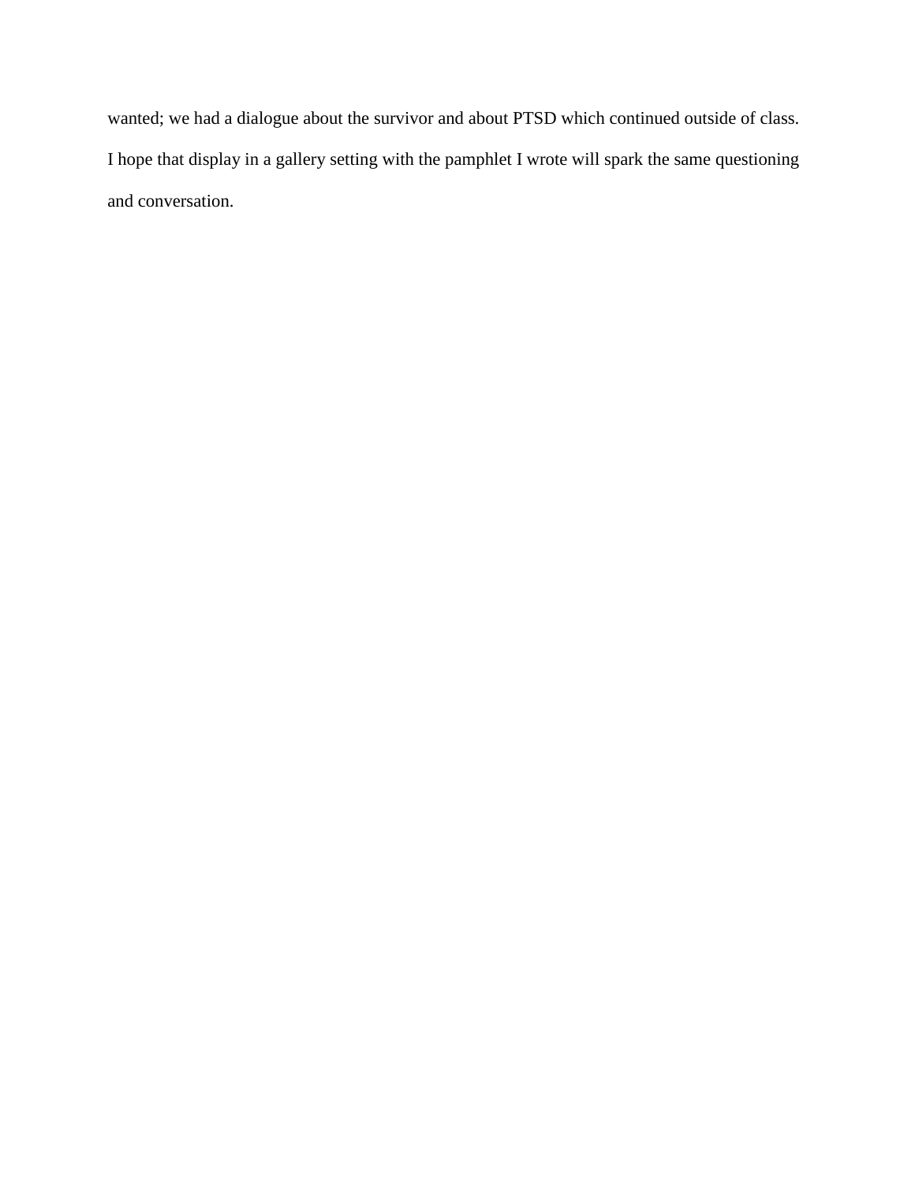wanted; we had a dialogue about the survivor and about PTSD which continued outside of class. I hope that display in a gallery setting with the pamphlet I wrote will spark the same questioning and conversation.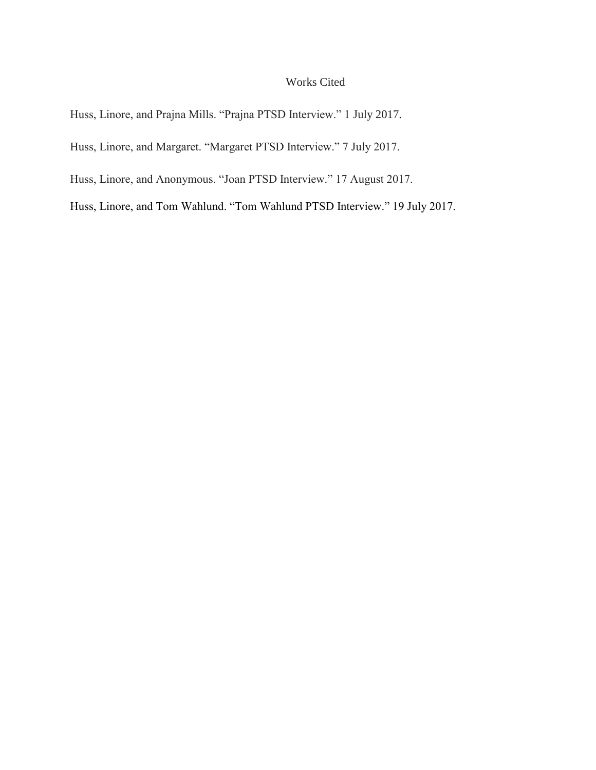# Works Cited

Huss, Linore, and Prajna Mills. "Prajna PTSD Interview." 1 July 2017.

Huss, Linore, and Margaret. "Margaret PTSD Interview." 7 July 2017.

Huss, Linore, and Anonymous. "Joan PTSD Interview." 17 August 2017.

Huss, Linore, and Tom Wahlund. "Tom Wahlund PTSD Interview." 19 July 2017.